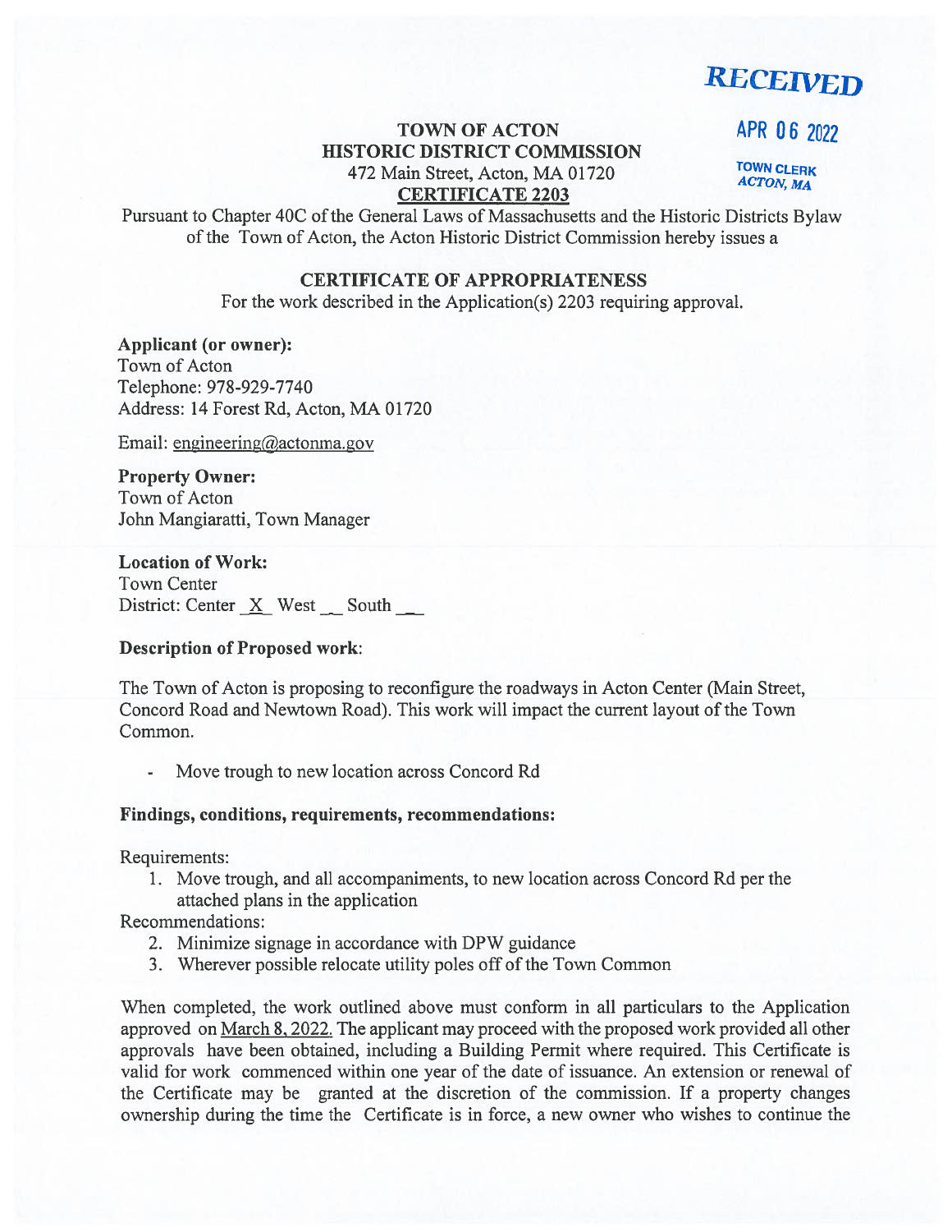**RECEIVED**

**APR 06 2022**

**TOWN CLERK**
***ACTON, MA***

# TOWN OF ACTON
# HISTORIC DISTRICT COMMISSION

472 Main Street, Acton, MA 01720

**CERTIFICATE 2203**

Pursuant to Chapter 40C of the General Laws of Massachusetts and the Historic Districts Bylaw of the Town of Acton, the Acton Historic District Commission hereby issues a

## CERTIFICATE OF APPROPRIATENESS

For the work described in the Application(s) 2203 requiring approval.

**Applicant (or owner):**
Town of Acton
Telephone: 978-929-7740
Address: 14 Forest Rd, Acton, MA 01720

Email: engineering@actonma.gov

**Property Owner:**
Town of Acton
John Mangiaratti, Town Manager

**Location of Work:**
Town Center
District: Center _X_ West __ South __

**Description of Proposed work**:

The Town of Acton is proposing to reconfigure the roadways in Acton Center (Main Street, Concord Road and Newtown Road). This work will impact the current layout of the Town Common.

- Move trough to new location across Concord Rd

**Findings, conditions, requirements, recommendations:**

Requirements:

1. Move trough, and all accompaniments, to new location across Concord Rd per the attached plans in the application

Recommendations:

2. Minimize signage in accordance with DPW guidance
3. Wherever possible relocate utility poles off of the Town Common

When completed, the work outlined above must conform in all particulars to the Application approved on March 8, 2022. The applicant may proceed with the proposed work provided all other approvals have been obtained, including a Building Permit where required. This Certificate is valid for work commenced within one year of the date of issuance. An extension or renewal of the Certificate may be granted at the discretion of the commission. If a property changes ownership during the time the Certificate is in force, a new owner who wishes to continue the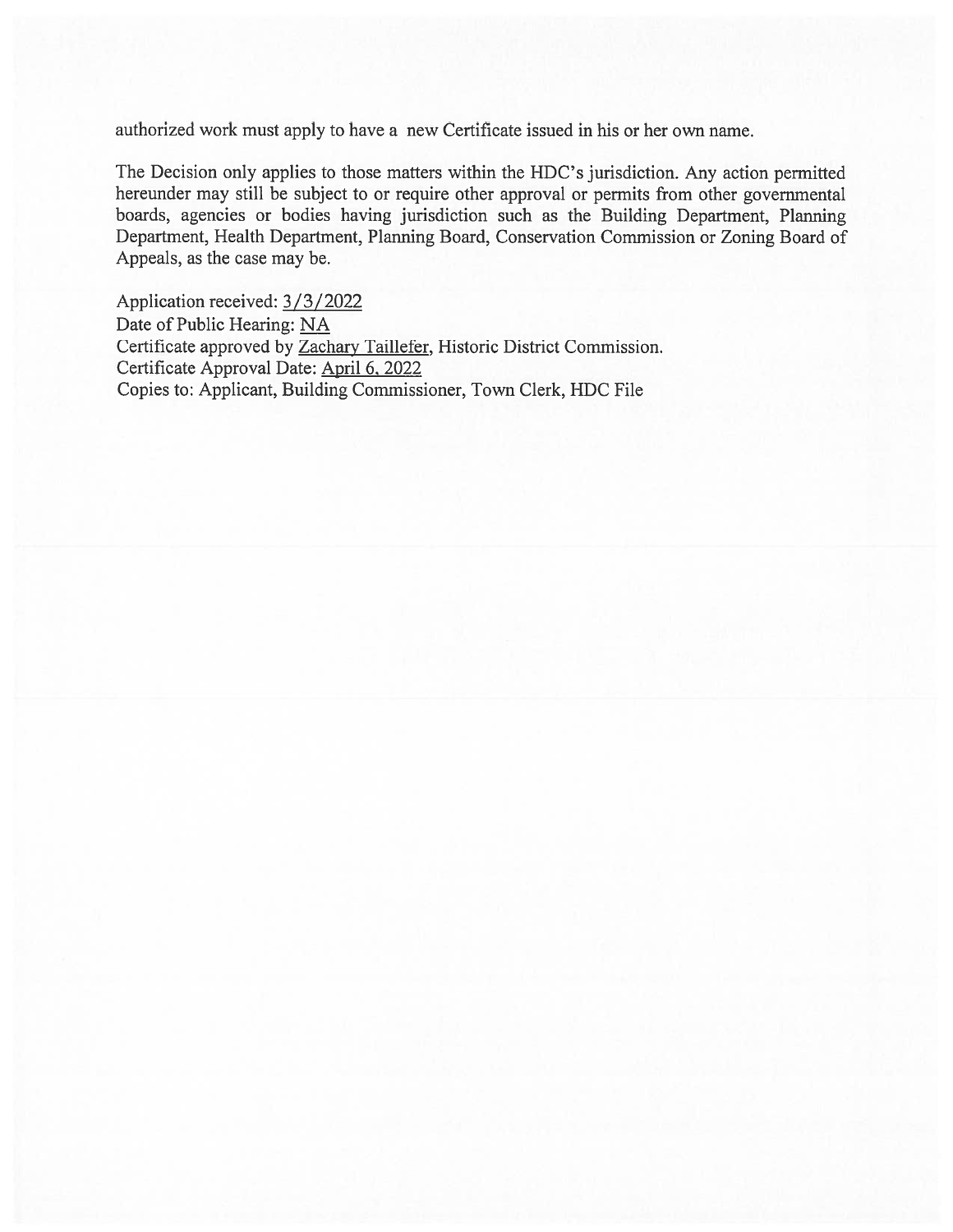authorized work must apply to have a new Certificate issued in his or her own name.

The Decision only applies to those matters within the HDC's jurisdiction. Any action permitted hereunder may still be subject to or require other approval or permits from other governmental boards, agencies or bodies having jurisdiction such as the Building Department, Planning Department, Health Department, Planning Board, Conservation Commission or Zoning Board of Appeals, as the case may be.

Application received: 3/3/2022
Date of Public Hearing: NA
Certificate approved by Zachary Taillefer, Historic District Commission.
Certificate Approval Date: April 6, 2022
Copies to: Applicant, Building Commissioner, Town Clerk, HDC File